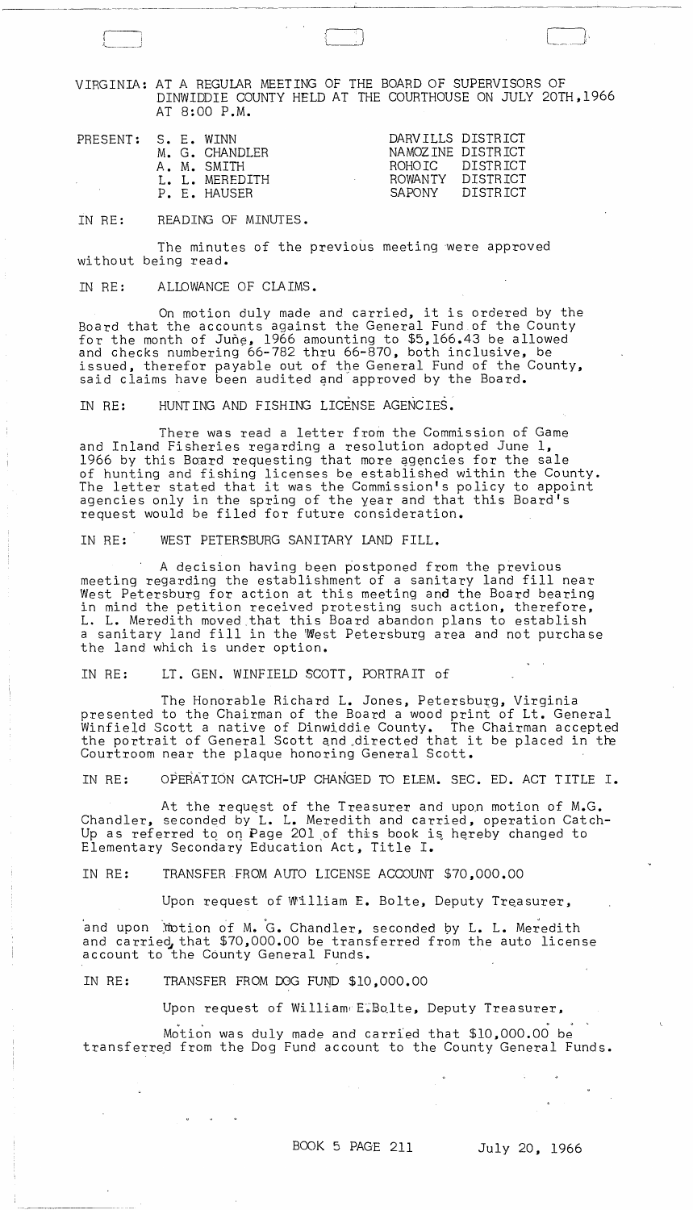VIRGINIA: AT A REGULAR MEETING OF THE BOARD OF SUPERVISORS OF DINWIDDIE COUNTY HELD AT THE COURTHOUSE ON JULY 20TH,1966 AT 8:00 P.M.

| PRESENT: | S. E. WINN | DARVILLS DISTRICT |
|---|---|---|
| | M. G. CHANDLER | NAMOZINE DISTRICT |
| | A. M. SMITH | ROHOIC DISTRICT |
| | L. L. MEREDITH | ROWANTY DISTRICT |
| | P. E. HAUSER | SAPONY DISTRICT |

IN RE: READING OF MINUTES.

The minutes of the previous meeting were approved without being read.

IN RE: ALLOWANCE OF CLAIMS.

On motion duly made and carried, it is ordered by the Board that the accounts against the General Fund of the County for the month of June, 1966 amounting to $5,166.43 be allowed and checks numbering 66-782 thru 66-870, both inclusive, be issued, therefor payable out of the General Fund of the County, said claims have been audited and approved by the Board.

IN RE: HUNTING AND FISHING LICENSE AGENCIES.

There was read a letter from the Commission of Game and Inland Fisheries regarding a resolution adopted June 1, 1966 by this Board requesting that more agencies for the sale of hunting and fishing licenses be established within the County. The letter stated that it was the Commission's policy to appoint agencies only in the spring of the year and that this Board's request would be filed for future consideration.

IN RE: WEST PETERSBURG SANITARY LAND FILL.

A decision having been postponed from the previous meeting regarding the establishment of a sanitary land fill near West Petersburg for action at this meeting and the Board bearing in mind the petition received protesting such action, therefore, L. L. Meredith moved that this Board abandon plans to establish a sanitary land fill in the West Petersburg area and not purchase the land which is under option.

IN RE: LT. GEN. WINFIELD SCOTT, PORTRAIT of

The Honorable Richard L. Jones, Petersburg, Virginia presented to the Chairman of the Board a wood print of Lt. General Winfield Scott a native of Dinwiddie County. The Chairman accepted the portrait of General Scott and directed that it be placed in the Courtroom near the plaque honoring General Scott.

IN RE: OPERATION CATCH-UP CHANGED TO ELEM. SEC. ED. ACT TITLE I.

At the request of the Treasurer and upon motion of M.G. Chandler, seconded by L. L. Meredith and carried, operation Catch-Up as referred to on Page 201 of this book is hereby changed to Elementary Secondary Education Act, Title I.

IN RE: TRANSFER FROM AUTO LICENSE ACCOUNT $70,000.00

Upon request of William E. Bolte, Deputy Treasurer,

and upon motion of M. G. Chandler, seconded by L. L. Meredith and carried, that $70,000.00 be transferred from the auto license account to the County General Funds.

IN RE: TRANSFER FROM DOG FUND $10,000.00

Upon request of William E. Bolte, Deputy Treasurer,

Motion was duly made and carried that $10,000.00 be transferred from the Dog Fund account to the County General Funds.

BOOK 5 PAGE 211 July 20, 1966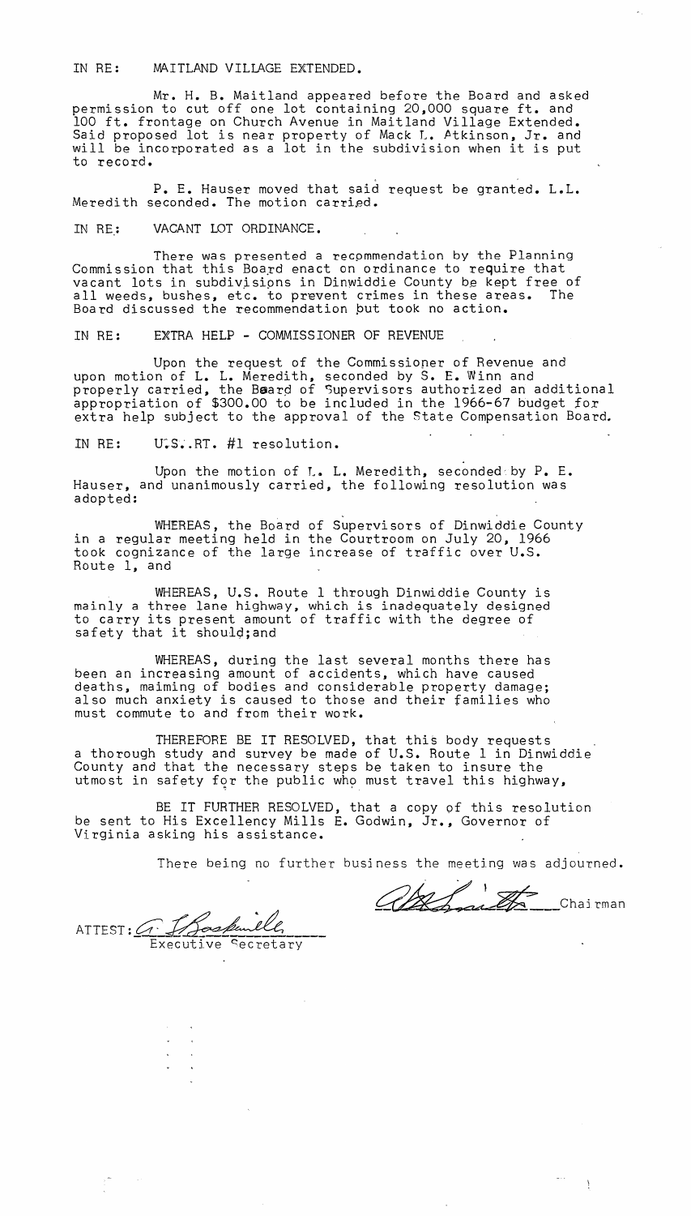IN RE: MAITLAND VILLAGE EXTENDED.

Mr. H. B. Maitland appeared before the Board and asked permission to cut off one lot containing 20,000 square ft. and 100 ft. frontage on Church Avenue in Maitland Village Extended. Said proposed lot is near property of Mack L. Atkinson, Jr. and will be incorporated as a lot in the subdivision when it is put to record.

P. E. Hauser moved that said request be granted. L.L. Meredith seconded. The motion carried.

IN RE: VACANT LOT ORDINANCE.

There was presented a recommendation by the Planning Commission that this Board enact on ordinance to require that vacant lots in subdivisions in Dinwiddie County be kept free of all weeds, bushes, etc. to prevent crimes in these areas. The Board discussed the recommendation but took no action.

IN RE: EXTRA HELP - COMMISSIONER OF REVENUE

Upon the request of the Commissioner of Revenue and upon motion of L. L. Meredith, seconded by S. E. Winn and properly carried, the Board of Supervisors authorized an additional appropriation of $300.00 to be included in the 1966-67 budget for extra help subject to the approval of the State Compensation Board.

IN RE: U.S. RT. #1 resolution.

Upon the motion of L. L. Meredith, seconded by P. E. Hauser, and unanimously carried, the following resolution was adopted:

WHEREAS, the Board of Supervisors of Dinwiddie County in a regular meeting held in the Courtroom on July 20, 1966 took cognizance of the large increase of traffic over U.S. Route 1, and

WHEREAS, U.S. Route 1 through Dinwiddie County is mainly a three lane highway, which is inadequately designed to carry its present amount of traffic with the degree of safety that it should;and

WHEREAS, during the last several months there has been an increasing amount of accidents, which have caused deaths, maiming of bodies and considerable property damage; also much anxiety is caused to those and their families who must commute to and from their work.

THEREFORE BE IT RESOLVED, that this body requests a thorough study and survey be made of U.S. Route 1 in Dinwiddie County and that the necessary steps be taken to insure the utmost in safety for the public who must travel this highway,

BE IT FURTHER RESOLVED, that a copy of this resolution be sent to His Excellency Mills E. Godwin, Jr., Governor of Virginia asking his assistance.

There being no further business the meeting was adjourned.

ATTEST: A. T. Baskerville
Executive Secretary

Chairman